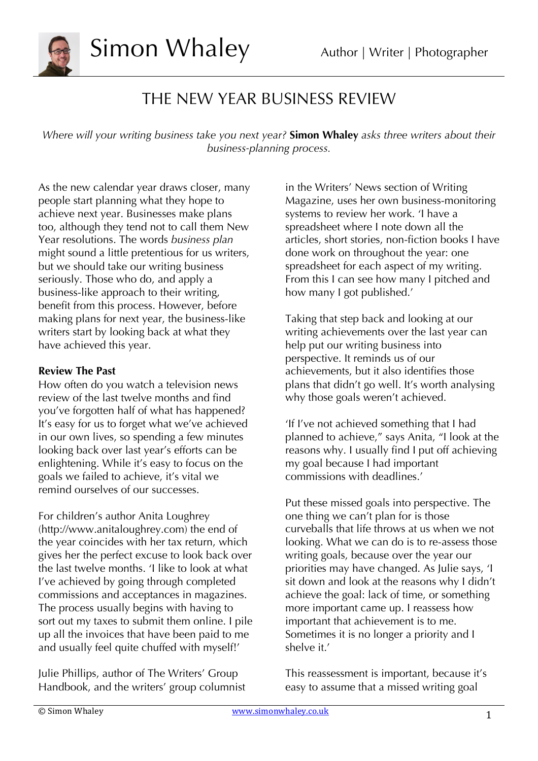# THE NEW YEAR BUSINESS REVIEW

*Where will your writing business take you next year?* **Simon Whaley** *asks three writers about their business-planning process.*

As the new calendar year draws closer, many people start planning what they hope to achieve next year. Businesses make plans too, although they tend not to call them New Year resolutions. The words *business plan* might sound a little pretentious for us writers, but we should take our writing business seriously. Those who do, and apply a business-like approach to their writing, benefit from this process. However, before making plans for next year, the business-like writers start by looking back at what they have achieved this year.

**Review The Past**

How often do you watch a television news review of the last twelve months and find you've forgotten half of what has happened? It's easy for us to forget what we've achieved in our own lives, so spending a few minutes looking back over last year's efforts can be enlightening. While it's easy to focus on the goals we failed to achieve, it's vital we remind ourselves of our successes.

For children's author Anita Loughrey (http://www.anitaloughrey.com) the end of the year coincides with her tax return, which gives her the perfect excuse to look back over the last twelve months. 'I like to look at what I've achieved by going through completed commissions and acceptances in magazines. The process usually begins with having to sort out my taxes to submit them online. I pile up all the invoices that have been paid to me and usually feel quite chuffed with myself!'

Julie Phillips, author of The Writers' Group Handbook, and the writers' group columnist in the Writers' News section of Writing Magazine, uses her own business-monitoring systems to review her work. 'I have a spreadsheet where I note down all the articles, short stories, non-fiction books I have done work on throughout the year: one spreadsheet for each aspect of my writing. From this I can see how many I pitched and how many I got published.'

Taking that step back and looking at our writing achievements over the last year can help put our writing business into perspective. It reminds us of our achievements, but it also identifies those plans that didn't go well. It's worth analysing why those goals weren't achieved.

'If I've not achieved something that I had planned to achieve," says Anita, "I look at the reasons why. I usually find I put off achieving my goal because I had important commissions with deadlines.'

Put these missed goals into perspective. The one thing we can't plan for is those curveballs that life throws at us when we not looking. What we can do is to re-assess those writing goals, because over the year our priorities may have changed. As Julie says, 'I sit down and look at the reasons why I didn't achieve the goal: lack of time, or something more important came up. I reassess how important that achievement is to me. Sometimes it is no longer a priority and I shelve it.'

This reassessment is important, because it's easy to assume that a missed writing goal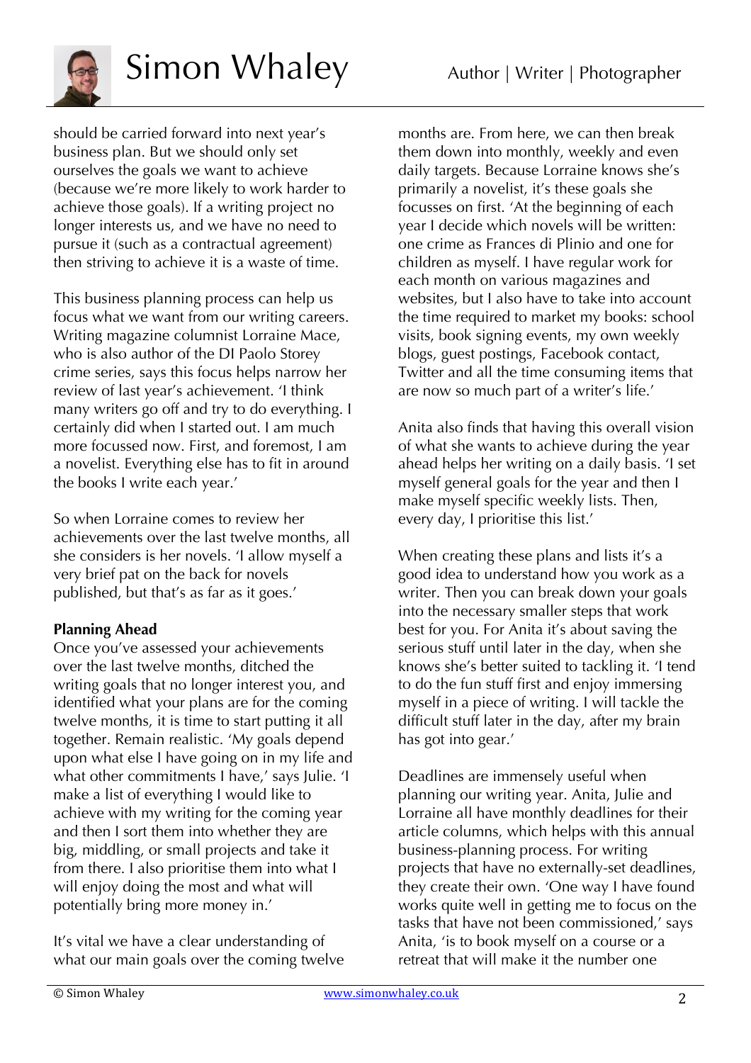should be carried forward into next year's business plan. But we should only set ourselves the goals we want to achieve (because we're more likely to work harder to achieve those goals). If a writing project no longer interests us, and we have no need to pursue it (such as a contractual agreement) then striving to achieve it is a waste of time.

This business planning process can help us focus what we want from our writing careers. Writing magazine columnist Lorraine Mace, who is also author of the DI Paolo Storey crime series, says this focus helps narrow her review of last year's achievement. 'I think many writers go off and try to do everything. I certainly did when I started out. I am much more focussed now. First, and foremost, I am a novelist. Everything else has to fit in around the books I write each year.'

So when Lorraine comes to review her achievements over the last twelve months, all she considers is her novels. 'I allow myself a very brief pat on the back for novels published, but that's as far as it goes.'

**Planning Ahead**

Once you've assessed your achievements over the last twelve months, ditched the writing goals that no longer interest you, and identified what your plans are for the coming twelve months, it is time to start putting it all together. Remain realistic. 'My goals depend upon what else I have going on in my life and what other commitments I have,' says Julie. 'I make a list of everything I would like to achieve with my writing for the coming year and then I sort them into whether they are big, middling, or small projects and take it from there. I also prioritise them into what I will enjoy doing the most and what will potentially bring more money in.'

It's vital we have a clear understanding of what our main goals over the coming twelve months are. From here, we can then break them down into monthly, weekly and even daily targets. Because Lorraine knows she's primarily a novelist, it's these goals she focusses on first. 'At the beginning of each year I decide which novels will be written: one crime as Frances di Plinio and one for children as myself. I have regular work for each month on various magazines and websites, but I also have to take into account the time required to market my books: school visits, book signing events, my own weekly blogs, guest postings, Facebook contact, Twitter and all the time consuming items that are now so much part of a writer's life.'

Anita also finds that having this overall vision of what she wants to achieve during the year ahead helps her writing on a daily basis. 'I set myself general goals for the year and then I make myself specific weekly lists. Then, every day, I prioritise this list.'

When creating these plans and lists it's a good idea to understand how you work as a writer. Then you can break down your goals into the necessary smaller steps that work best for you. For Anita it's about saving the serious stuff until later in the day, when she knows she's better suited to tackling it. 'I tend to do the fun stuff first and enjoy immersing myself in a piece of writing. I will tackle the difficult stuff later in the day, after my brain has got into gear.'

Deadlines are immensely useful when planning our writing year. Anita, Julie and Lorraine all have monthly deadlines for their article columns, which helps with this annual business-planning process. For writing projects that have no externally-set deadlines, they create their own. 'One way I have found works quite well in getting me to focus on the tasks that have not been commissioned,' says Anita, 'is to book myself on a course or a retreat that will make it the number one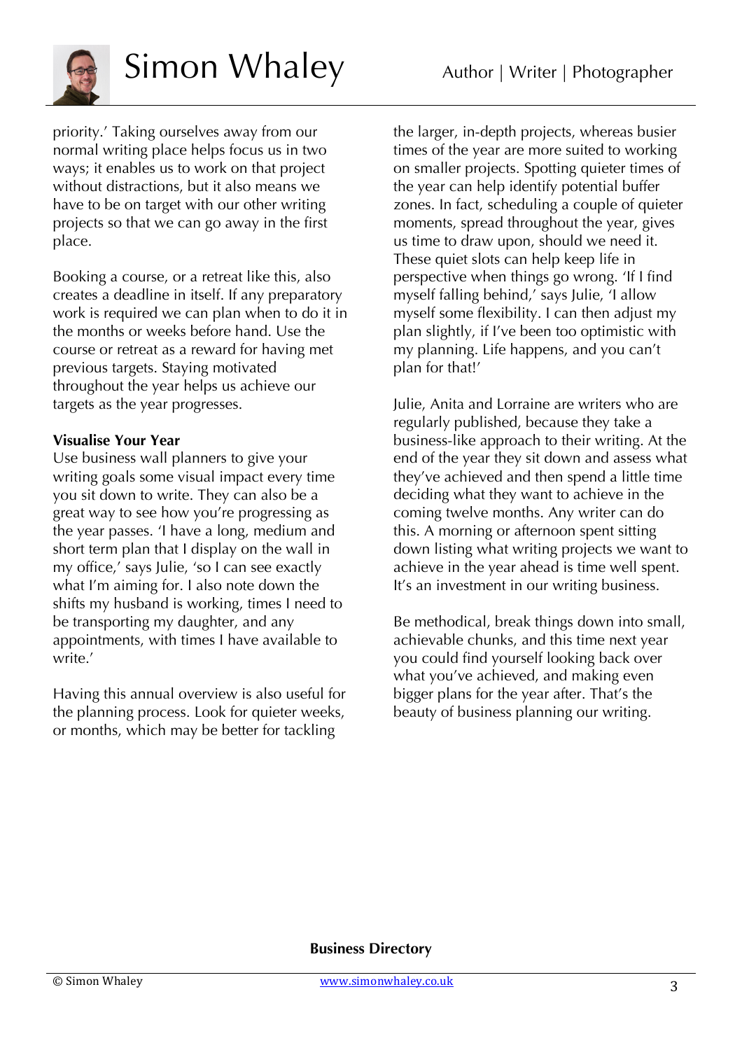priority.' Taking ourselves away from our normal writing place helps focus us in two ways; it enables us to work on that project without distractions, but it also means we have to be on target with our other writing projects so that we can go away in the first place.

Booking a course, or a retreat like this, also creates a deadline in itself. If any preparatory work is required we can plan when to do it in the months or weeks before hand. Use the course or retreat as a reward for having met previous targets. Staying motivated throughout the year helps us achieve our targets as the year progresses.

**Visualise Your Year**

Use business wall planners to give your writing goals some visual impact every time you sit down to write. They can also be a great way to see how you're progressing as the year passes. 'I have a long, medium and short term plan that I display on the wall in my office,' says Julie, 'so I can see exactly what I'm aiming for. I also note down the shifts my husband is working, times I need to be transporting my daughter, and any appointments, with times I have available to write.'

Having this annual overview is also useful for the planning process. Look for quieter weeks, or months, which may be better for tackling the larger, in-depth projects, whereas busier times of the year are more suited to working on smaller projects. Spotting quieter times of the year can help identify potential buffer zones. In fact, scheduling a couple of quieter moments, spread throughout the year, gives us time to draw upon, should we need it. These quiet slots can help keep life in perspective when things go wrong. 'If I find myself falling behind,' says Julie, 'I allow myself some flexibility. I can then adjust my plan slightly, if I've been too optimistic with my planning. Life happens, and you can't plan for that!'

Julie, Anita and Lorraine are writers who are regularly published, because they take a business-like approach to their writing. At the end of the year they sit down and assess what they've achieved and then spend a little time deciding what they want to achieve in the coming twelve months. Any writer can do this. A morning or afternoon spent sitting down listing what writing projects we want to achieve in the year ahead is time well spent. It's an investment in our writing business.

Be methodical, break things down into small, achievable chunks, and this time next year you could find yourself looking back over what you've achieved, and making even bigger plans for the year after. That's the beauty of business planning our writing.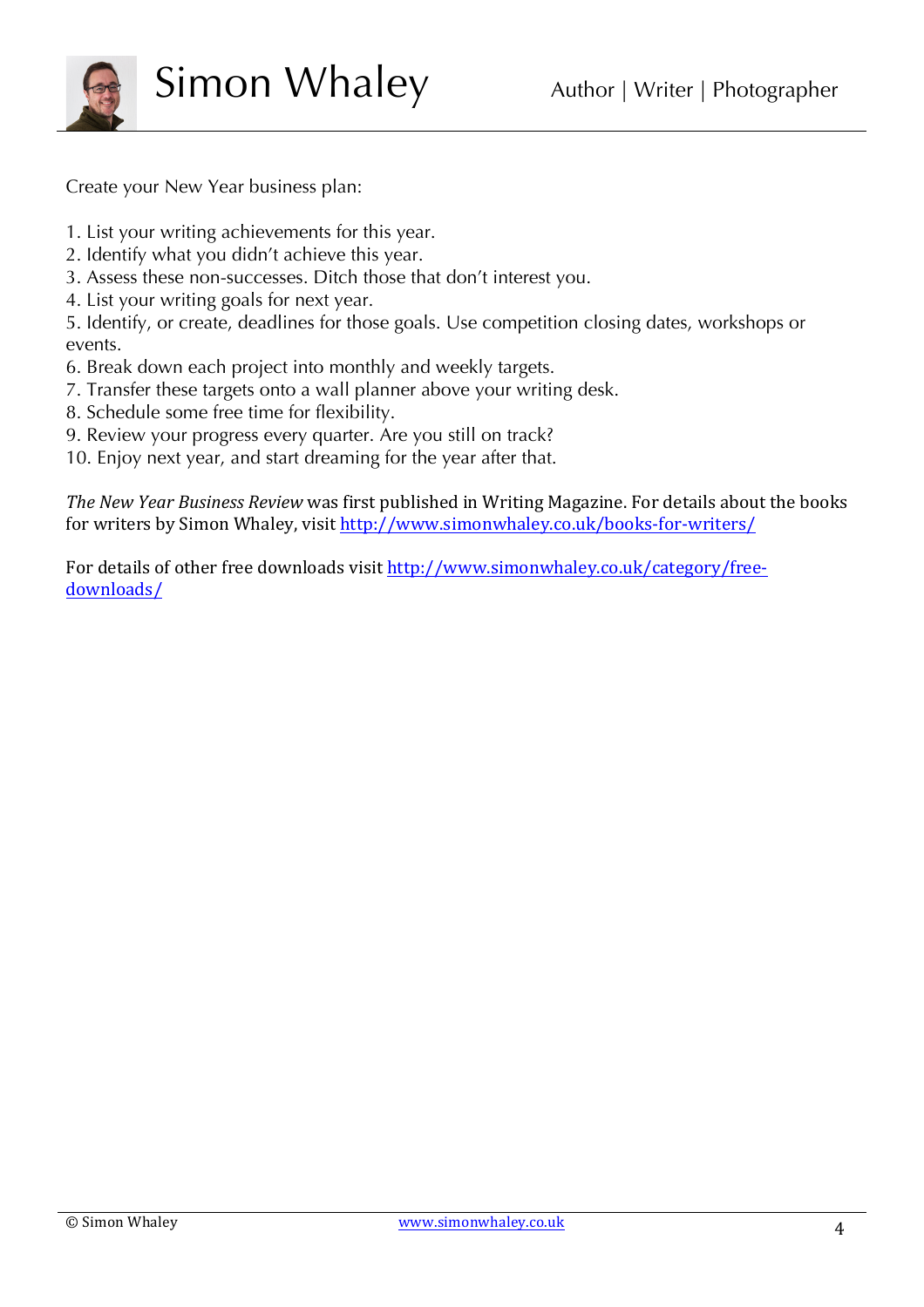Create your New Year business plan:

1. List your writing achievements for this year.
2. Identify what you didn't achieve this year.
3. Assess these non-successes. Ditch those that don't interest you.
4. List your writing goals for next year.
5. Identify, or create, deadlines for those goals. Use competition closing dates, workshops or events.
6. Break down each project into monthly and weekly targets.
7. Transfer these targets onto a wall planner above your writing desk.
8. Schedule some free time for flexibility.
9. Review your progress every quarter. Are you still on track?
10. Enjoy next year, and start dreaming for the year after that.

*The New Year Business Review* was first published in Writing Magazine. For details about the books for writers by Simon Whaley, visit http://www.simonwhaley.co.uk/books-for-writers/

For details of other free downloads visit http://www.simonwhaley.co.uk/category/free-downloads/